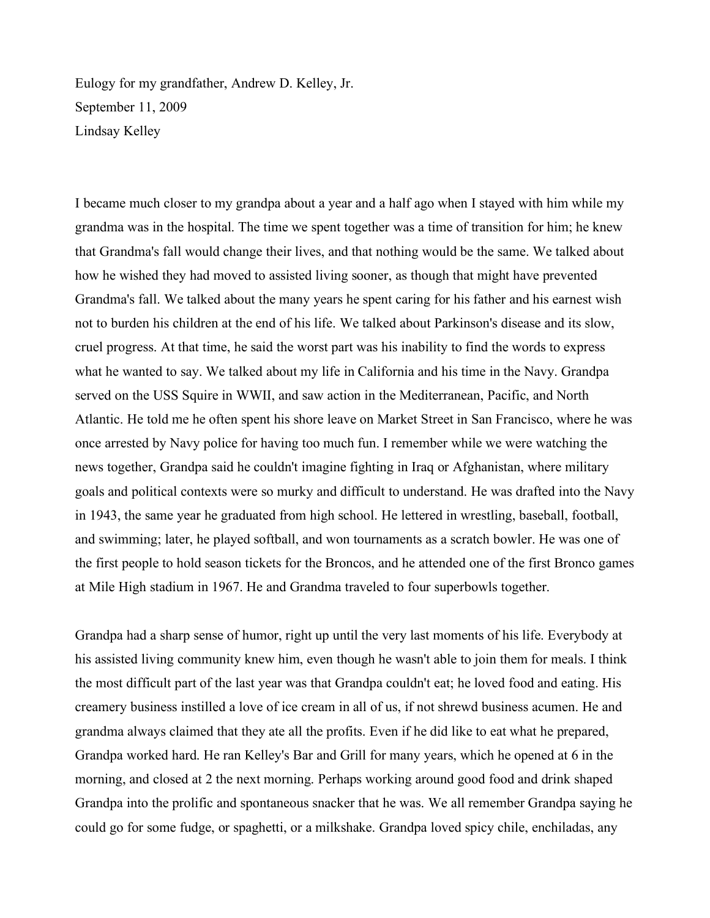Eulogy for my grandfather, Andrew D. Kelley, Jr.
September 11, 2009
Lindsay Kelley

I became much closer to my grandpa about a year and a half ago when I stayed with him while my grandma was in the hospital. The time we spent together was a time of transition for him; he knew that Grandma's fall would change their lives, and that nothing would be the same. We talked about how he wished they had moved to assisted living sooner, as though that might have prevented Grandma's fall. We talked about the many years he spent caring for his father and his earnest wish not to burden his children at the end of his life. We talked about Parkinson's disease and its slow, cruel progress. At that time, he said the worst part was his inability to find the words to express what he wanted to say. We talked about my life in California and his time in the Navy. Grandpa served on the USS Squire in WWII, and saw action in the Mediterranean, Pacific, and North Atlantic. He told me he often spent his shore leave on Market Street in San Francisco, where he was once arrested by Navy police for having too much fun. I remember while we were watching the news together, Grandpa said he couldn't imagine fighting in Iraq or Afghanistan, where military goals and political contexts were so murky and difficult to understand. He was drafted into the Navy in 1943, the same year he graduated from high school. He lettered in wrestling, baseball, football, and swimming; later, he played softball, and won tournaments as a scratch bowler. He was one of the first people to hold season tickets for the Broncos, and he attended one of the first Bronco games at Mile High stadium in 1967. He and Grandma traveled to four superbowls together.

Grandpa had a sharp sense of humor, right up until the very last moments of his life. Everybody at his assisted living community knew him, even though he wasn't able to join them for meals. I think the most difficult part of the last year was that Grandpa couldn't eat; he loved food and eating. His creamery business instilled a love of ice cream in all of us, if not shrewd business acumen. He and grandma always claimed that they ate all the profits. Even if he did like to eat what he prepared, Grandpa worked hard. He ran Kelley's Bar and Grill for many years, which he opened at 6 in the morning, and closed at 2 the next morning. Perhaps working around good food and drink shaped Grandpa into the prolific and spontaneous snacker that he was. We all remember Grandpa saying he could go for some fudge, or spaghetti, or a milkshake. Grandpa loved spicy chile, enchiladas, any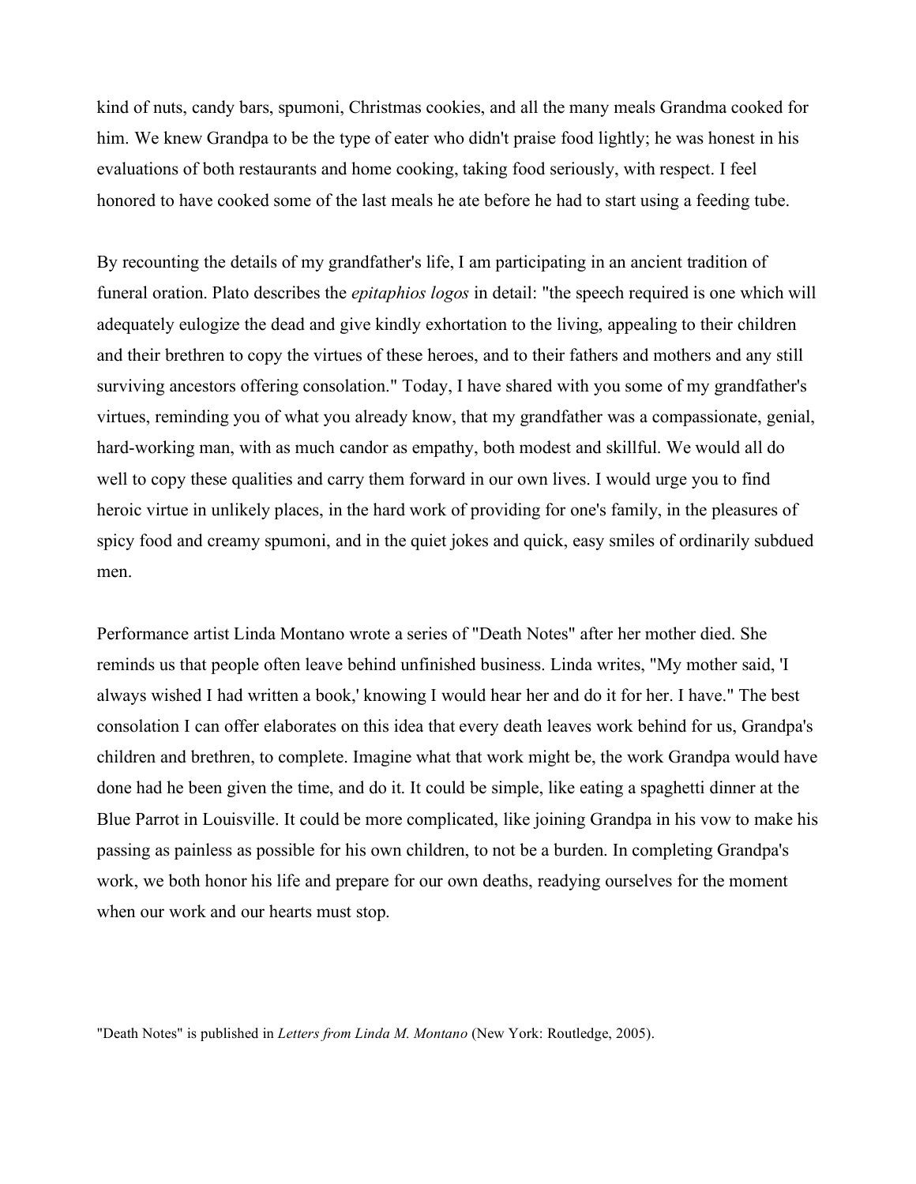kind of nuts, candy bars, spumoni, Christmas cookies, and all the many meals Grandma cooked for him. We knew Grandpa to be the type of eater who didn't praise food lightly; he was honest in his evaluations of both restaurants and home cooking, taking food seriously, with respect. I feel honored to have cooked some of the last meals he ate before he had to start using a feeding tube.

By recounting the details of my grandfather's life, I am participating in an ancient tradition of funeral oration. Plato describes the *epitaphios logos* in detail: "the speech required is one which will adequately eulogize the dead and give kindly exhortation to the living, appealing to their children and their brethren to copy the virtues of these heroes, and to their fathers and mothers and any still surviving ancestors offering consolation." Today, I have shared with you some of my grandfather's virtues, reminding you of what you already know, that my grandfather was a compassionate, genial, hard-working man, with as much candor as empathy, both modest and skillful. We would all do well to copy these qualities and carry them forward in our own lives. I would urge you to find heroic virtue in unlikely places, in the hard work of providing for one's family, in the pleasures of spicy food and creamy spumoni, and in the quiet jokes and quick, easy smiles of ordinarily subdued men.

Performance artist Linda Montano wrote a series of "Death Notes" after her mother died. She reminds us that people often leave behind unfinished business. Linda writes, "My mother said, 'I always wished I had written a book,' knowing I would hear her and do it for her. I have." The best consolation I can offer elaborates on this idea that every death leaves work behind for us, Grandpa's children and brethren, to complete. Imagine what that work might be, the work Grandpa would have done had he been given the time, and do it. It could be simple, like eating a spaghetti dinner at the Blue Parrot in Louisville. It could be more complicated, like joining Grandpa in his vow to make his passing as painless as possible for his own children, to not be a burden. In completing Grandpa's work, we both honor his life and prepare for our own deaths, readying ourselves for the moment when our work and our hearts must stop.

"Death Notes" is published in *Letters from Linda M. Montano* (New York: Routledge, 2005).